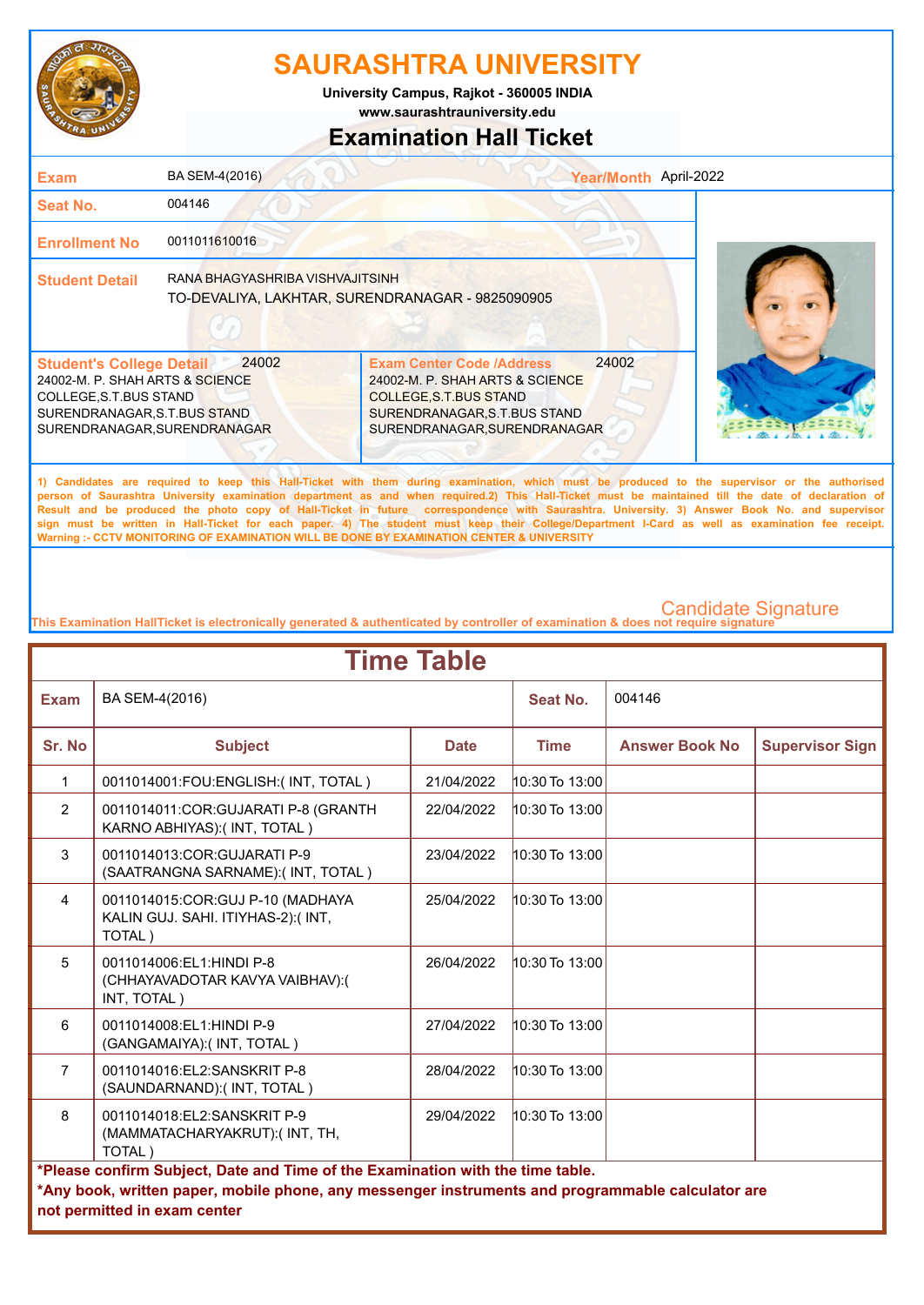# SAURASHTRA UNIVERSITY

**University Campus, Rajkot - 360005 INDIA**

**www.saurashtrauniversity.edu**

## Examination Hall Ticket

| | | | |
|---|---|---|---|
| **Exam** | BA SEM-4(2016) | **Year/Month** | April-2022 |
| **Seat No.** | 004146 | | |
| **Enrollment No** | 0011011610016 | | |
| **Student Detail** | RANA BHAGYASHRIBA VISHVAJITSINH<br>TO-DEVALIYA, LAKHTAR, SURENDRANAGAR - 9825090905 | | |

| **Student's College Detail** 24002 | **Exam Center Code /Address** 24002 |
|---|---|
| 24002-M. P. SHAH ARTS & SCIENCE COLLEGE,S.T.BUS STAND SURENDRANAGAR,S.T.BUS STAND SURENDRANAGAR,SURENDRANAGAR | 24002-M. P. SHAH ARTS & SCIENCE COLLEGE,S.T.BUS STAND SURENDRANAGAR,S.T.BUS STAND SURENDRANAGAR,SURENDRANAGAR |

**1) Candidates are required to keep this Hall-Ticket with them during examination, which must be produced to the supervisor or the authorised person of Saurashtra University examination department as and when required.2) This Hall-Ticket must be maintained till the date of declaration of Result and be produced the photo copy of Hall-Ticket in future correspondence with Saurashtra. University. 3) Answer Book No. and supervisor sign must be written in Hall-Ticket for each paper. 4) The student must keep their College/Department I-Card as well as examination fee receipt. Warning :- CCTV MONITORING OF EXAMINATION WILL BE DONE BY EXAMINATION CENTER & UNIVERSITY**

Candidate Signature

This Examination HallTicket is electronically generated & authenticated by controller of examination & does not require signature

## Time Table

| **Exam** | BA SEM-4(2016) | | **Seat No.** | 004146 | |
|---|---|---|---|---|---|
| **Sr. No** | **Subject** | **Date** | **Time** | **Answer Book No** | **Supervisor Sign** |
| 1 | 0011014001:FOU:ENGLISH:( INT, TOTAL ) | 21/04/2022 | 10:30 To 13:00 | | |
| 2 | 0011014011:COR:GUJARATI P-8 (GRANTH KARNO ABHIYAS):( INT, TOTAL ) | 22/04/2022 | 10:30 To 13:00 | | |
| 3 | 0011014013:COR:GUJARATI P-9 (SAATRANGNA SARNAME):( INT, TOTAL ) | 23/04/2022 | 10:30 To 13:00 | | |
| 4 | 0011014015:COR:GUJ P-10 (MADHAYA KALIN GUJ. SAHI. ITIYHAS-2):( INT, TOTAL ) | 25/04/2022 | 10:30 To 13:00 | | |
| 5 | 0011014006:EL1:HINDI P-8 (CHHAYAVADOTAR KAVYA VAIBHAV):( INT, TOTAL ) | 26/04/2022 | 10:30 To 13:00 | | |
| 6 | 0011014008:EL1:HINDI P-9 (GANGAMAIYA):( INT, TOTAL ) | 27/04/2022 | 10:30 To 13:00 | | |
| 7 | 0011014016:EL2:SANSKRIT P-8 (SAUNDARNAND):( INT, TOTAL ) | 28/04/2022 | 10:30 To 13:00 | | |
| 8 | 0011014018:EL2:SANSKRIT P-9 (MAMMATACHARYAKRUT):( INT, TH, TOTAL ) | 29/04/2022 | 10:30 To 13:00 | | |

**\*Please confirm Subject, Date and Time of the Examination with the time table.**

**\*Any book, written paper, mobile phone, any messenger instruments and programmable calculator are not permitted in exam center**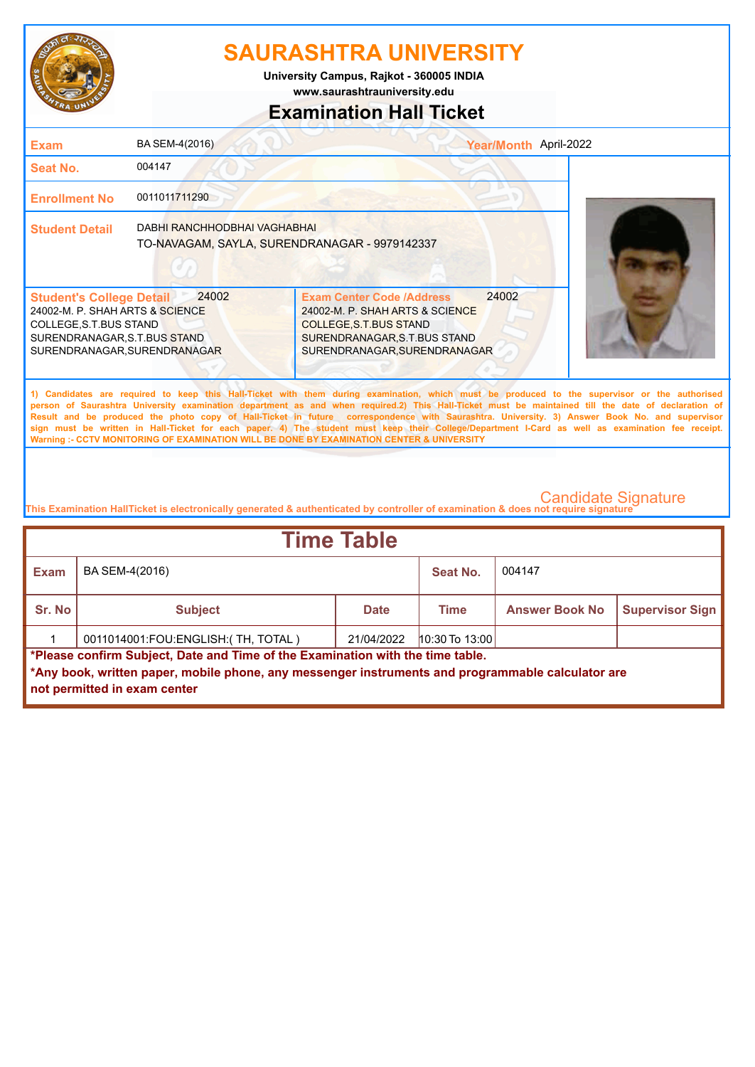# SAURASHTRA UNIVERSITY

**University Campus, Rajkot - 360005 INDIA**
**www.saurashtrauniversity.edu**

## Examination Hall Ticket

| | | | |
|---|---|---|---|
| **Exam** | BA SEM-4(2016) | **Year/Month** | April-2022 |
| **Seat No.** | 004147 | | |
| **Enrollment No** | 0011011711290 | | |
| **Student Detail** | DABHI RANCHHODBHAI VAGHABHAI<br>TO-NAVAGAM, SAYLA, SURENDRANAGAR - 9979142337 | | |

| **Student's College Detail** 24002 | **Exam Center Code /Address** 24002 |
|---|---|
| 24002-M. P. SHAH ARTS & SCIENCE COLLEGE,S.T.BUS STAND SURENDRANAGAR,S.T.BUS STAND SURENDRANAGAR,SURENDRANAGAR | 24002-M. P. SHAH ARTS & SCIENCE COLLEGE,S.T.BUS STAND SURENDRANAGAR,S.T.BUS STAND SURENDRANAGAR,SURENDRANAGAR |

1) Candidates are required to keep this Hall-Ticket with them during examination, which must be produced to the supervisor or the authorised person of Saurashtra University examination department as and when required.2) This Hall-Ticket must be maintained till the date of declaration of Result and be produced the photo copy of Hall-Ticket in future correspondence with Saurashtra. University. 3) Answer Book No. and supervisor sign must be written in Hall-Ticket for each paper. 4) The student must keep their College/Department I-Card as well as examination fee receipt.
**Warning :- CCTV MONITORING OF EXAMINATION WILL BE DONE BY EXAMINATION CENTER & UNIVERSITY**

Candidate Signature

This Examination HallTicket is electronically generated & authenticated by controller of examination & does not require signature

## Time Table

| **Exam** | BA SEM-4(2016) | | **Seat No.** | 004147 | |
|---|---|---|---|---|---|
| **Sr. No** | **Subject** | **Date** | **Time** | **Answer Book No** | **Supervisor Sign** |
| 1 | 0011014001:FOU:ENGLISH:( TH, TOTAL ) | 21/04/2022 | 10:30 To 13:00 | | |

**\*Please confirm Subject, Date and Time of the Examination with the time table.**
**\*Any book, written paper, mobile phone, any messenger instruments and programmable calculator are not permitted in exam center**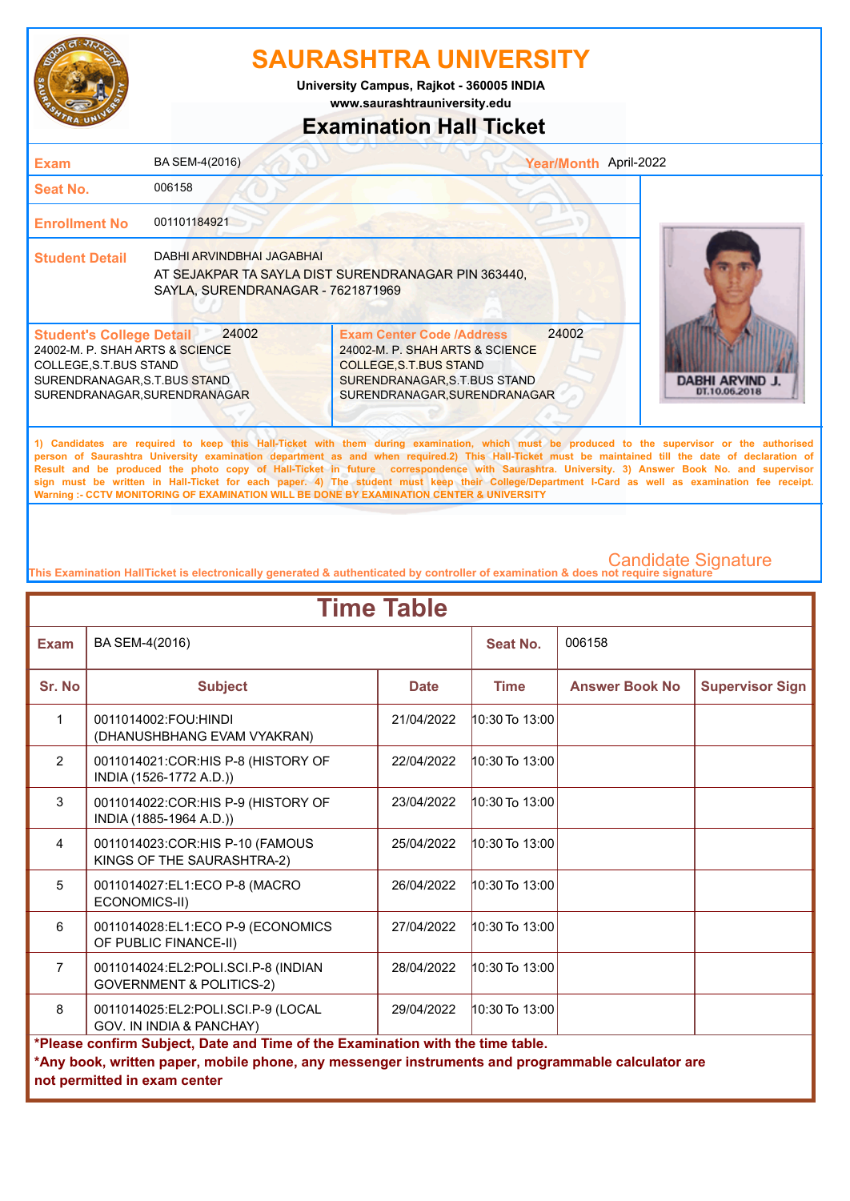# SAURASHTRA UNIVERSITY

University Campus, Rajkot - 360005 INDIA
www.saurashtrauniversity.edu

## Examination Hall Ticket

| | | | |
|---|---|---|---|
| **Exam** | BA SEM-4(2016) | **Year/Month** | April-2022 |
| **Seat No.** | 006158 | | |
| **Enrollment No** | 001101184921 | | |
| **Student Detail** | DABHI ARVINDBHAI JAGABHAI<br>AT SEJAKPAR TA SAYLA DIST SURENDRANAGAR PIN 363440, SAYLA, SURENDRANAGAR - 7621871969 | | |

| **Student's College Detail** 24002 | **Exam Center Code /Address** 24002 |
|---|---|
| 24002-M. P. SHAH ARTS & SCIENCE COLLEGE,S.T.BUS STAND SURENDRANAGAR,S.T.BUS STAND SURENDRANAGAR,SURENDRANAGAR | 24002-M. P. SHAH ARTS & SCIENCE COLLEGE,S.T.BUS STAND SURENDRANAGAR,S.T.BUS STAND SURENDRANAGAR,SURENDRANAGAR |

DABHI ARVIND J.
DT.10.06.2018

1) Candidates are required to keep this Hall-Ticket with them during examination, which must be produced to the supervisor or the authorised person of Saurashtra University examination department as and when required.2) This Hall-Ticket must be maintained till the date of declaration of Result and be produced the photo copy of Hall-Ticket in future correspondence with Saurashtra. University. 3) Answer Book No. and supervisor sign must be written in Hall-Ticket for each paper. 4) The student must keep their College/Department I-Card as well as examination fee receipt.
Warning :- CCTV MONITORING OF EXAMINATION WILL BE DONE BY EXAMINATION CENTER & UNIVERSITY

Candidate Signature

This Examination HallTicket is electronically generated & authenticated by controller of examination & does not require signature

## Time Table

**Exam:** BA SEM-4(2016) **Seat No.:** 006158

| Sr. No | Subject | Date | Time | Answer Book No | Supervisor Sign |
|---|---|---|---|---|---|
| 1 | 0011014002:FOU:HINDI (DHANUSHBHANG EVAM VYAKRAN) | 21/04/2022 | 10:30 To 13:00 | | |
| 2 | 0011014021:COR:HIS P-8 (HISTORY OF INDIA (1526-1772 A.D.)) | 22/04/2022 | 10:30 To 13:00 | | |
| 3 | 0011014022:COR:HIS P-9 (HISTORY OF INDIA (1885-1964 A.D.)) | 23/04/2022 | 10:30 To 13:00 | | |
| 4 | 0011014023:COR:HIS P-10 (FAMOUS KINGS OF THE SAURASHTRA-2) | 25/04/2022 | 10:30 To 13:00 | | |
| 5 | 0011014027:EL1:ECO P-8 (MACRO ECONOMICS-II) | 26/04/2022 | 10:30 To 13:00 | | |
| 6 | 0011014028:EL1:ECO P-9 (ECONOMICS OF PUBLIC FINANCE-II) | 27/04/2022 | 10:30 To 13:00 | | |
| 7 | 0011014024:EL2:POLI.SCI.P-8 (INDIAN GOVERNMENT & POLITICS-2) | 28/04/2022 | 10:30 To 13:00 | | |
| 8 | 0011014025:EL2:POLI.SCI.P-9 (LOCAL GOV. IN INDIA & PANCHAY) | 29/04/2022 | 10:30 To 13:00 | | |

**\*Please confirm Subject, Date and Time of the Examination with the time table.**
**\*Any book, written paper, mobile phone, any messenger instruments and programmable calculator are not permitted in exam center**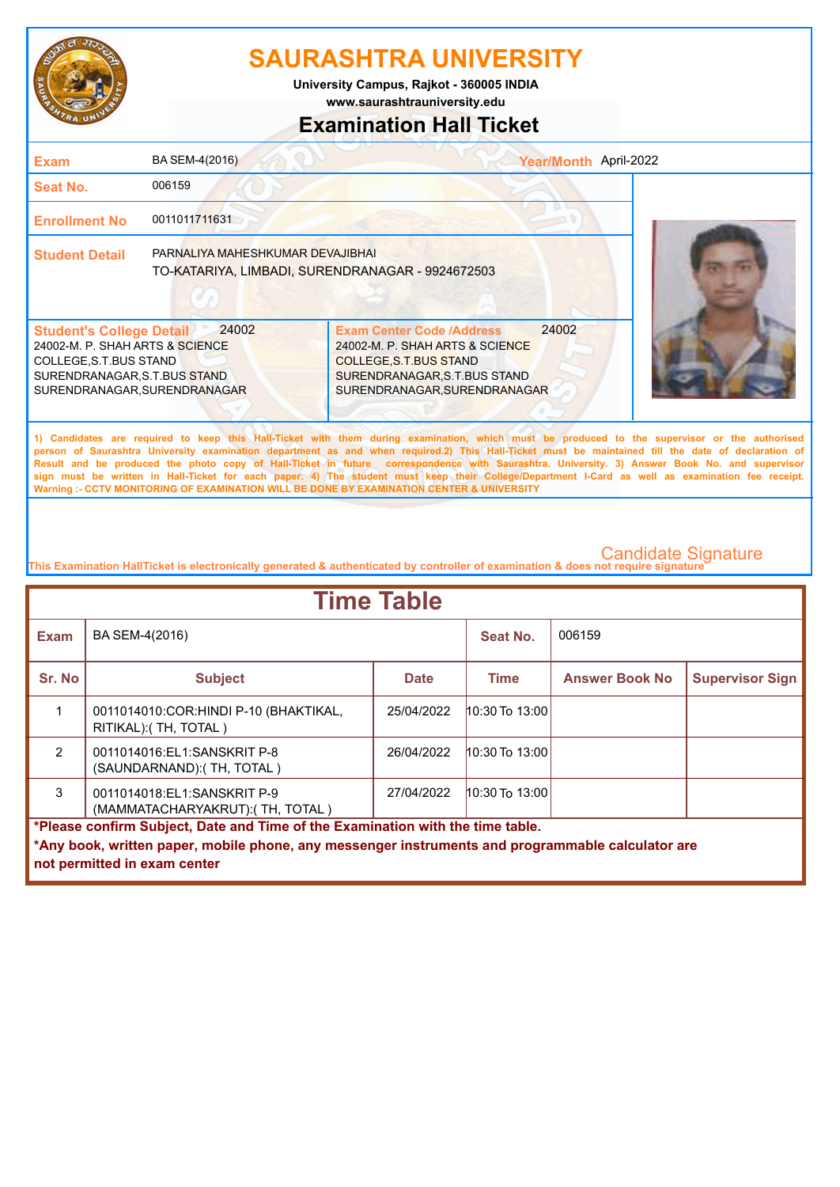# SAURASHTRA UNIVERSITY

**University Campus, Rajkot - 360005 INDIA**
**www.saurashtrauniversity.edu**

## Examination Hall Ticket

| | | | |
|---|---|---|---|
| **Exam** | BA SEM-4(2016) | **Year/Month** | April-2022 |
| **Seat No.** | 006159 | | |
| **Enrollment No** | 0011011711631 | | |
| **Student Detail** | PARNALIYA MAHESHKUMAR DEVAJIBHAI<br>TO-KATARIYA, LIMBADI, SURENDRANAGAR - 9924672503 | | |

| **Student's College Detail** 24002 | **Exam Center Code /Address** 24002 |
|---|---|
| 24002-M. P. SHAH ARTS & SCIENCE COLLEGE,S.T.BUS STAND SURENDRANAGAR,S.T.BUS STAND SURENDRANAGAR,SURENDRANAGAR | 24002-M. P. SHAH ARTS & SCIENCE COLLEGE,S.T.BUS STAND SURENDRANAGAR,S.T.BUS STAND SURENDRANAGAR,SURENDRANAGAR |

**1) Candidates are required to keep this Hall-Ticket with them during examination, which must be produced to the supervisor or the authorised person of Saurashtra University examination department as and when required.2) This Hall-Ticket must be maintained till the date of declaration of Result and be produced the photo copy of Hall-Ticket in future correspondence with Saurashtra. University. 3) Answer Book No. and supervisor sign must be written in Hall-Ticket for each paper. 4) The student must keep their College/Department I-Card as well as examination fee receipt. Warning :- CCTV MONITORING OF EXAMINATION WILL BE DONE BY EXAMINATION CENTER & UNIVERSITY**

Candidate Signature

This Examination HallTicket is electronically generated & authenticated by controller of examination & does not require signature

## Time Table

| **Exam** | BA SEM-4(2016) | | **Seat No.** | 006159 | |
|---|---|---|---|---|---|
| **Sr. No** | **Subject** | **Date** | **Time** | **Answer Book No** | **Supervisor Sign** |
| 1 | 0011014010:COR:HINDI P-10 (BHAKTIKAL, RITIKAL):( TH, TOTAL ) | 25/04/2022 | 10:30 To 13:00 | | |
| 2 | 0011014016:EL1:SANSKRIT P-8 (SAUNDARNAND):( TH, TOTAL ) | 26/04/2022 | 10:30 To 13:00 | | |
| 3 | 0011014018:EL1:SANSKRIT P-9 (MAMMATACHARYAKRUT):( TH, TOTAL ) | 27/04/2022 | 10:30 To 13:00 | | |

**\*Please confirm Subject, Date and Time of the Examination with the time table.**
**\*Any book, written paper, mobile phone, any messenger instruments and programmable calculator are not permitted in exam center**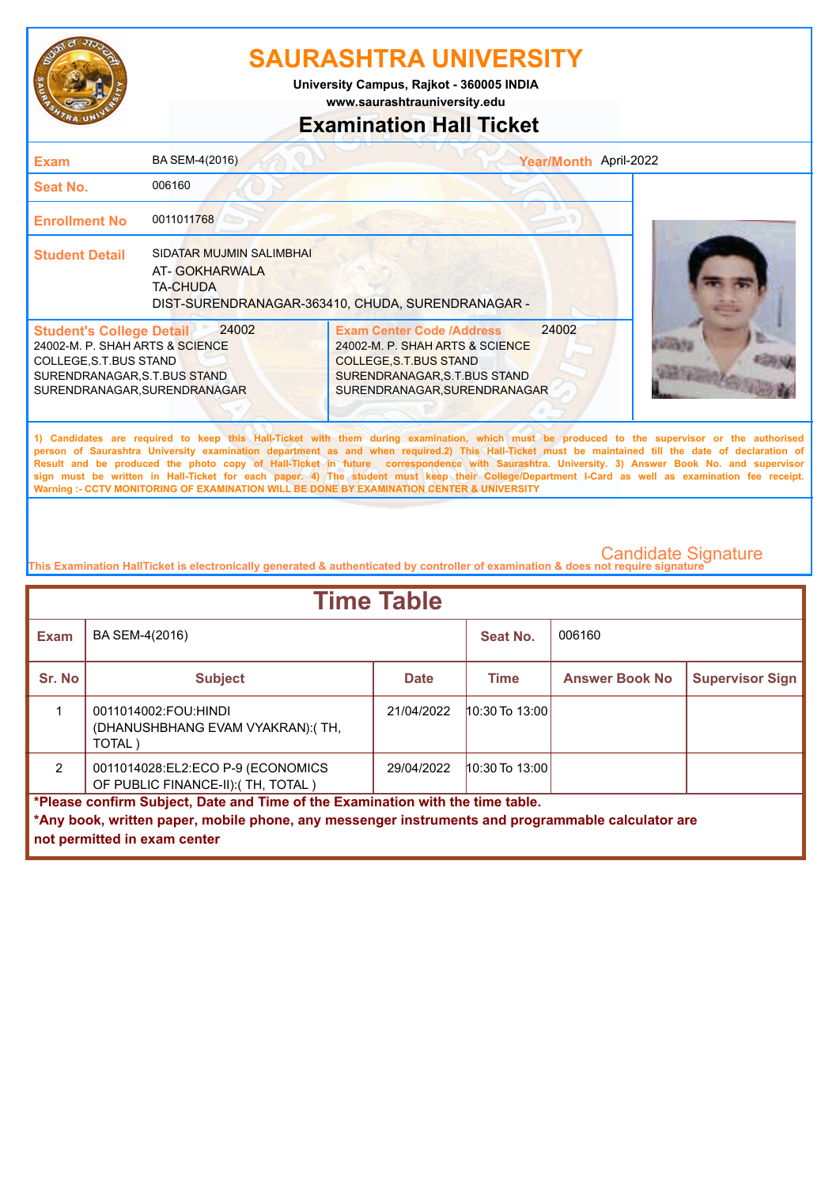# SAURASHTRA UNIVERSITY

**University Campus, Rajkot - 360005 INDIA**
**www.saurashtrauniversity.edu**

## Examination Hall Ticket

| | | | |
|---|---|---|---|
| **Exam** | BA SEM-4(2016) | **Year/Month** | April-2022 |
| **Seat No.** | 006160 | | |
| **Enrollment No** | 0011011768 | | |
| **Student Detail** | SIDATAR MUJMIN SALIMBHAI<br>AT- GOKHARWALA<br>TA-CHUDA<br>DIST-SURENDRANAGAR-363410, CHUDA, SURENDRANAGAR - | | |

| **Student's College Detail** 24002 | **Exam Center Code /Address** 24002 |
|---|---|
| 24002-M. P. SHAH ARTS & SCIENCE COLLEGE,S.T.BUS STAND SURENDRANAGAR,S.T.BUS STAND SURENDRANAGAR,SURENDRANAGAR | 24002-M. P. SHAH ARTS & SCIENCE COLLEGE,S.T.BUS STAND SURENDRANAGAR,S.T.BUS STAND SURENDRANAGAR,SURENDRANAGAR |

1) Candidates are required to keep this Hall-Ticket with them during examination, which must be produced to the supervisor or the authorised person of Saurashtra University examination department as and when required.2) This Hall-Ticket must be maintained till the date of declaration of Result and be produced the photo copy of Hall-Ticket in future correspondence with Saurashtra. University. 3) Answer Book No. and supervisor sign must be written in Hall-Ticket for each paper. 4) The student must keep their College/Department I-Card as well as examination fee receipt.
Warning :- CCTV MONITORING OF EXAMINATION WILL BE DONE BY EXAMINATION CENTER & UNIVERSITY

Candidate Signature

This Examination HallTicket is electronically generated & authenticated by controller of examination & does not require signature

## Time Table

| **Exam** | BA SEM-4(2016) | | **Seat No.** | 006160 | |
|---|---|---|---|---|---|
| **Sr. No** | **Subject** | **Date** | **Time** | **Answer Book No** | **Supervisor Sign** |
| 1 | 0011014002:FOU:HINDI (DHANUSHBHANG EVAM VYAKRAN):( TH, TOTAL ) | 21/04/2022 | 10:30 To 13:00 | | |
| 2 | 0011014028:EL2:ECO P-9 (ECONOMICS OF PUBLIC FINANCE-II):( TH, TOTAL ) | 29/04/2022 | 10:30 To 13:00 | | |

**\*Please confirm Subject, Date and Time of the Examination with the time table.**
**\*Any book, written paper, mobile phone, any messenger instruments and programmable calculator are not permitted in exam center**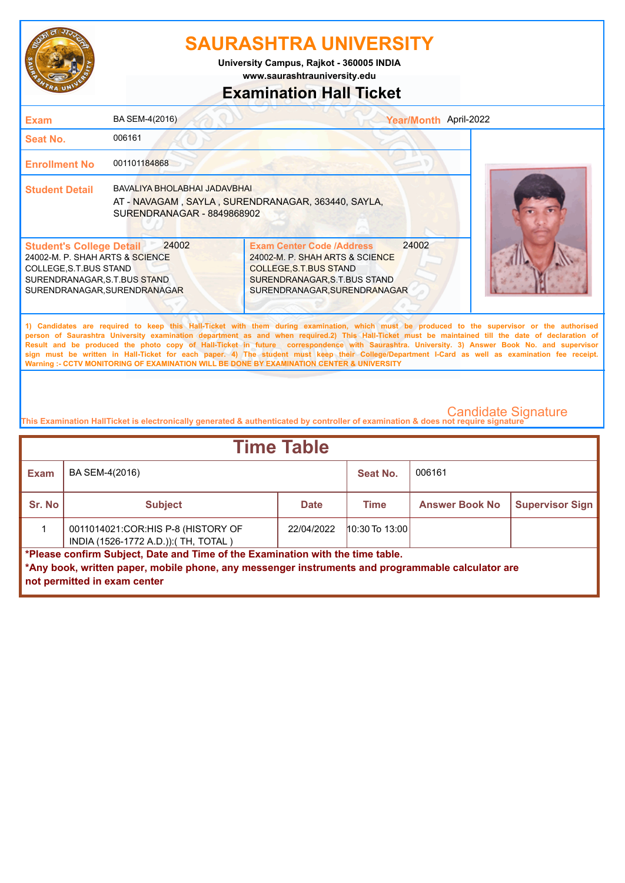# SAURASHTRA UNIVERSITY

**University Campus, Rajkot - 360005 INDIA**
**www.saurashtrauniversity.edu**

## Examination Hall Ticket

| | | | |
|---|---|---|---|
| **Exam** | BA SEM-4(2016) | **Year/Month** | April-2022 |
| **Seat No.** | 006161 | | |
| **Enrollment No** | 001101184868 | | |
| **Student Detail** | BAVALIYA BHOLABHAI JADAVBHAI<br>AT - NAVAGAM , SAYLA , SURENDRANAGAR, 363440, SAYLA, SURENDRANAGAR - 8849868902 | | |

| **Student's College Detail** 24002 | **Exam Center Code /Address** 24002 |
|---|---|
| 24002-M. P. SHAH ARTS & SCIENCE COLLEGE,S.T.BUS STAND SURENDRANAGAR,S.T.BUS STAND SURENDRANAGAR,SURENDRANAGAR | 24002-M. P. SHAH ARTS & SCIENCE COLLEGE,S.T.BUS STAND SURENDRANAGAR,S.T.BUS STAND SURENDRANAGAR,SURENDRANAGAR |

1) Candidates are required to keep this Hall-Ticket with them during examination, which must be produced to the supervisor or the authorised person of Saurashtra University examination department as and when required.2) This Hall-Ticket must be maintained till the date of declaration of Result and be produced the photo copy of Hall-Ticket in future correspondence with Saurashtra. University. 3) Answer Book No. and supervisor sign must be written in Hall-Ticket for each paper. 4) The student must keep their College/Department I-Card as well as examination fee receipt.
Warning :- CCTV MONITORING OF EXAMINATION WILL BE DONE BY EXAMINATION CENTER & UNIVERSITY

Candidate Signature

This Examination HallTicket is electronically generated & authenticated by controller of examination & does not require signature

## Time Table

| **Exam** | BA SEM-4(2016) | | **Seat No.** | 006161 | |
|---|---|---|---|---|---|
| **Sr. No** | **Subject** | **Date** | **Time** | **Answer Book No** | **Supervisor Sign** |
| 1 | 0011014021:COR:HIS P-8 (HISTORY OF INDIA (1526-1772 A.D.)):( TH, TOTAL ) | 22/04/2022 | 10:30 To 13:00 | | |

**\*Please confirm Subject, Date and Time of the Examination with the time table.**
**\*Any book, written paper, mobile phone, any messenger instruments and programmable calculator are not permitted in exam center**